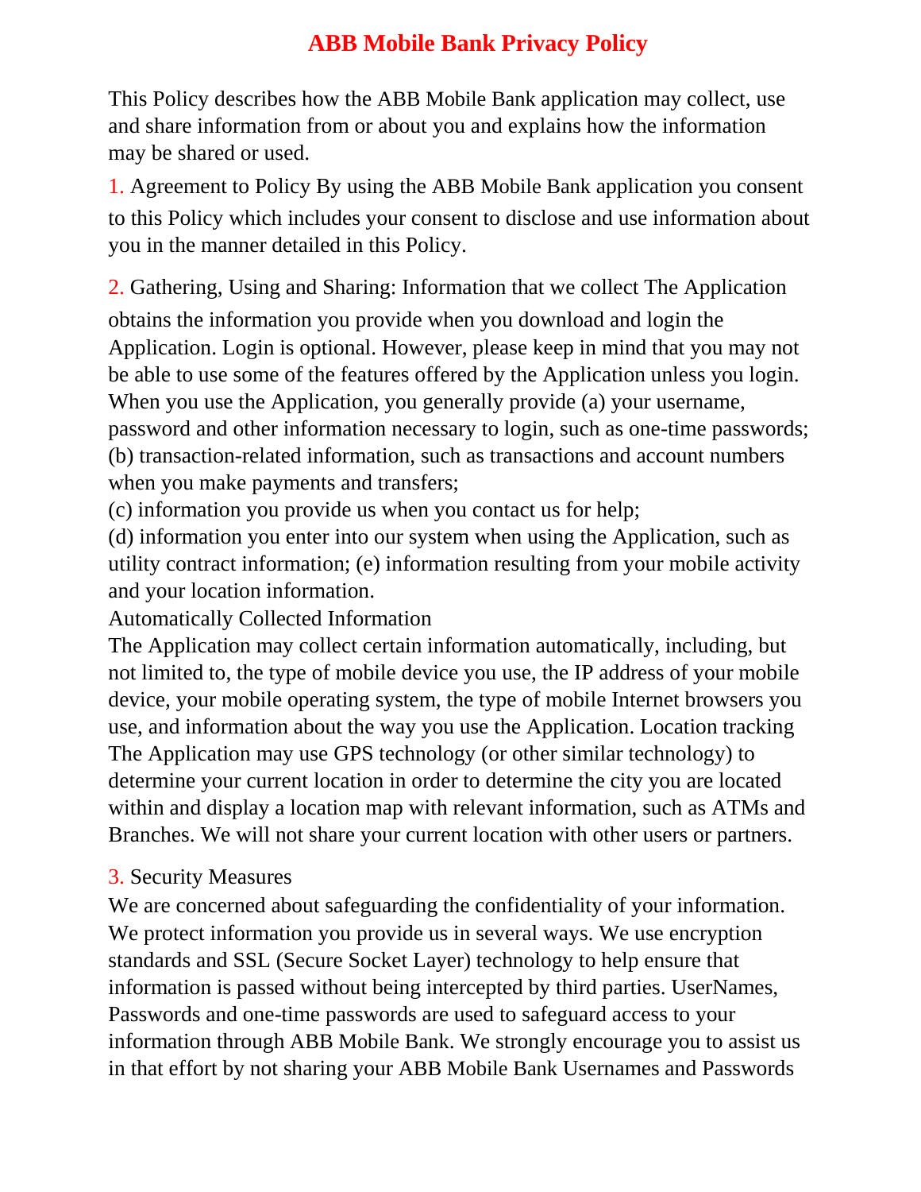# ABB Mobile Bank Privacy Policy

This Policy describes how the ABB Mobile Bank application may collect, use and share information from or about you and explains how the information may be shared or used.

1. Agreement to Policy By using the ABB Mobile Bank application you consent to this Policy which includes your consent to disclose and use information about you in the manner detailed in this Policy.

2. Gathering, Using and Sharing: Information that we collect The Application obtains the information you provide when you download and login the Application. Login is optional. However, please keep in mind that you may not be able to use some of the features offered by the Application unless you login. When you use the Application, you generally provide (a) your username, password and other information necessary to login, such as one-time passwords; (b) transaction-related information, such as transactions and account numbers when you make payments and transfers;
(c) information you provide us when you contact us for help;
(d) information you enter into our system when using the Application, such as utility contract information; (e) information resulting from your mobile activity and your location information.
Automatically Collected Information
The Application may collect certain information automatically, including, but not limited to, the type of mobile device you use, the IP address of your mobile device, your mobile operating system, the type of mobile Internet browsers you use, and information about the way you use the Application. Location tracking The Application may use GPS technology (or other similar technology) to determine your current location in order to determine the city you are located within and display a location map with relevant information, such as ATMs and Branches. We will not share your current location with other users or partners.

3. Security Measures
We are concerned about safeguarding the confidentiality of your information. We protect information you provide us in several ways. We use encryption standards and SSL (Secure Socket Layer) technology to help ensure that information is passed without being intercepted by third parties. UserNames, Passwords and one-time passwords are used to safeguard access to your information through ABB Mobile Bank. We strongly encourage you to assist us in that effort by not sharing your ABB Mobile Bank Usernames and Passwords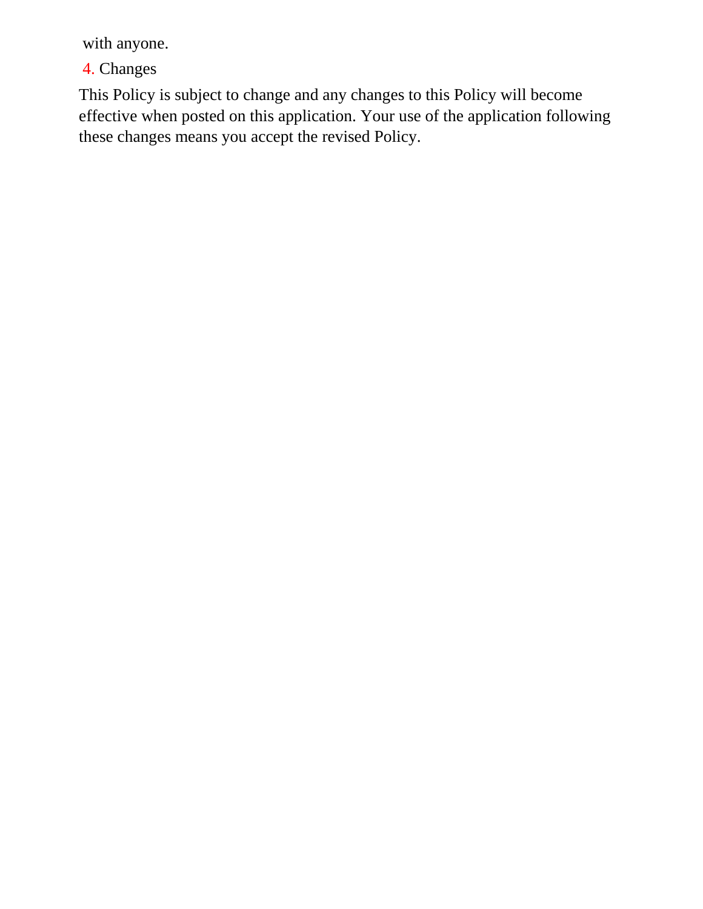with anyone.

## 4. Changes

This Policy is subject to change and any changes to this Policy will become effective when posted on this application. Your use of the application following these changes means you accept the revised Policy.